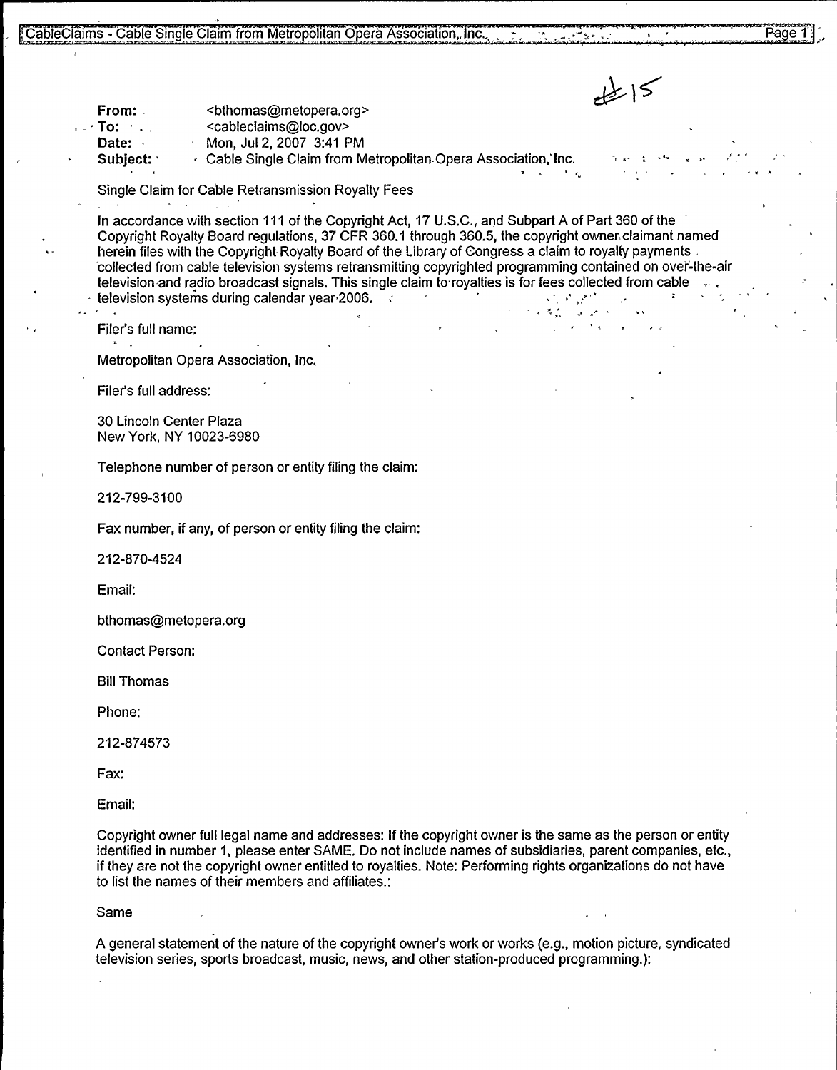#15

**From:** <bthomas@metopera.org>
**To:** <cableclaims@loc.gov>
**Date:** Mon, Jul 2, 2007 3:41 PM
**Subject:** Cable Single Claim from Metropolitan Opera Association, Inc.

Single Claim for Cable Retransmission Royalty Fees

In accordance with section 111 of the Copyright Act, 17 U.S.C., and Subpart A of Part 360 of the Copyright Royalty Board regulations, 37 CFR 360.1 through 360.5, the copyright owner claimant named herein files with the Copyright Royalty Board of the Library of Congress a claim to royalty payments collected from cable television systems retransmitting copyrighted programming contained on over-the-air television and radio broadcast signals. This single claim to royalties is for fees collected from cable television systems during calendar year 2006.

Filer's full name:

Metropolitan Opera Association, Inc.

Filer's full address:

30 Lincoln Center Plaza
New York, NY 10023-6980

Telephone number of person or entity filing the claim:

212-799-3100

Fax number, if any, of person or entity filing the claim:

212-870-4524

Email:

bthomas@metopera.org

Contact Person:

Bill Thomas

Phone:

212-874573

Fax:

Email:

Copyright owner full legal name and addresses: If the copyright owner is the same as the person or entity identified in number 1, please enter SAME. Do not include names of subsidiaries, parent companies, etc., if they are not the copyright owner entitled to royalties. Note: Performing rights organizations do not have to list the names of their members and affiliates.:

Same

A general statement of the nature of the copyright owner's work or works (e.g., motion picture, syndicated television series, sports broadcast, music, news, and other station-produced programming.):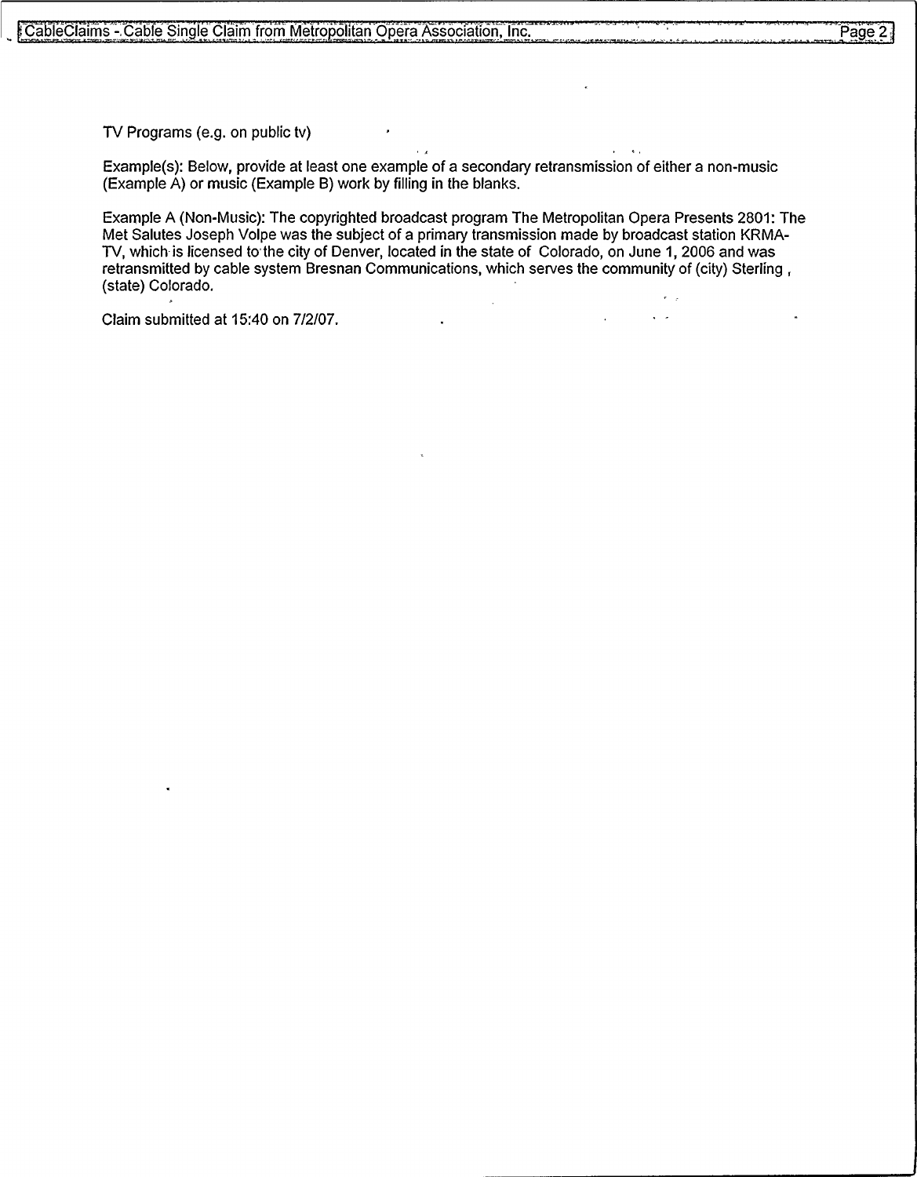TV Programs (e.g. on public tv)

Example(s): Below, provide at least one example of a secondary retransmission of either a non-music (Example A) or music (Example B) work by filling in the blanks.

Example A (Non-Music): The copyrighted broadcast program The Metropolitan Opera Presents 2801: The Met Salutes Joseph Volpe was the subject of a primary transmission made by broadcast station KRMA-TV, which is licensed to the city of Denver, located in the state of Colorado, on June 1, 2006 and was retransmitted by cable system Bresnan Communications, which serves the community of (city) Sterling , (state) Colorado.

Claim submitted at 15:40 on 7/2/07.